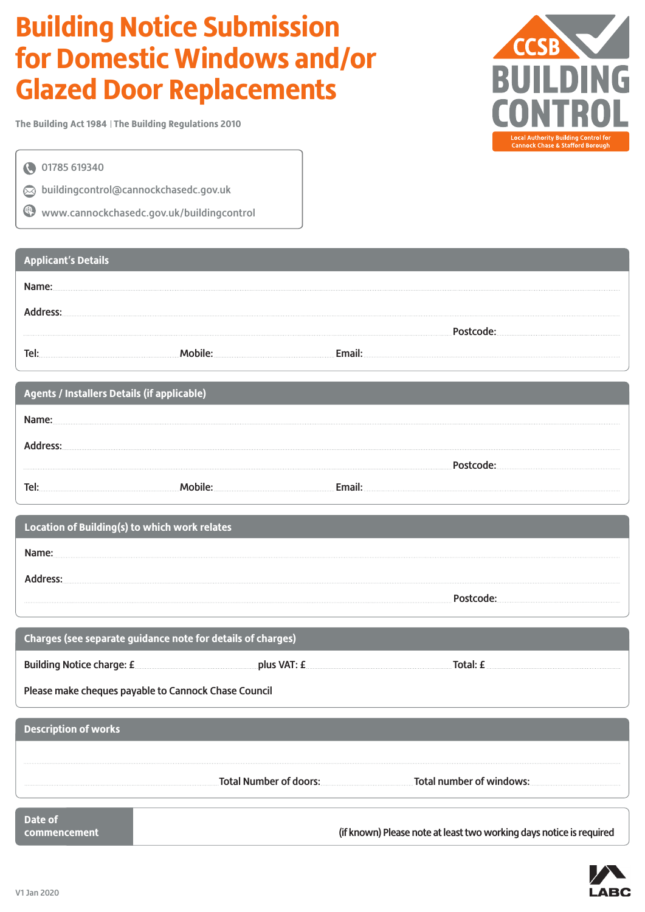# Building Notice Submission for Domestic Windows and/or Glazed Door Replacements

CCSB BUILDING CONTROL

Local Authority Building Control for Cannock Chase & Stafford Borough

The Building Act 1984 | The Building Regulations 2010

01785 619340

buildingcontrol@cannockchasedc.gov.uk

www.cannockchasedc.gov.uk/buildingcontrol

## Applicant's Details

Name:

Address:

Postcode:

Tel: Mobile: Email:

## Agents / Installers Details (if applicable)

Name:

Address:

Postcode:

Tel: Mobile: Email:

## Location of Building(s) to which work relates

Name:

Address:

Postcode:

## Charges (see separate guidance note for details of charges)

Building Notice charge: £ plus VAT: £ Total: £

Please make cheques payable to Cannock Chase Council

## Description of works

Total Number of doors: Total number of windows:

## Date of commencement

(if known) Please note at least two working days notice is required

V1 Jan 2020

LABC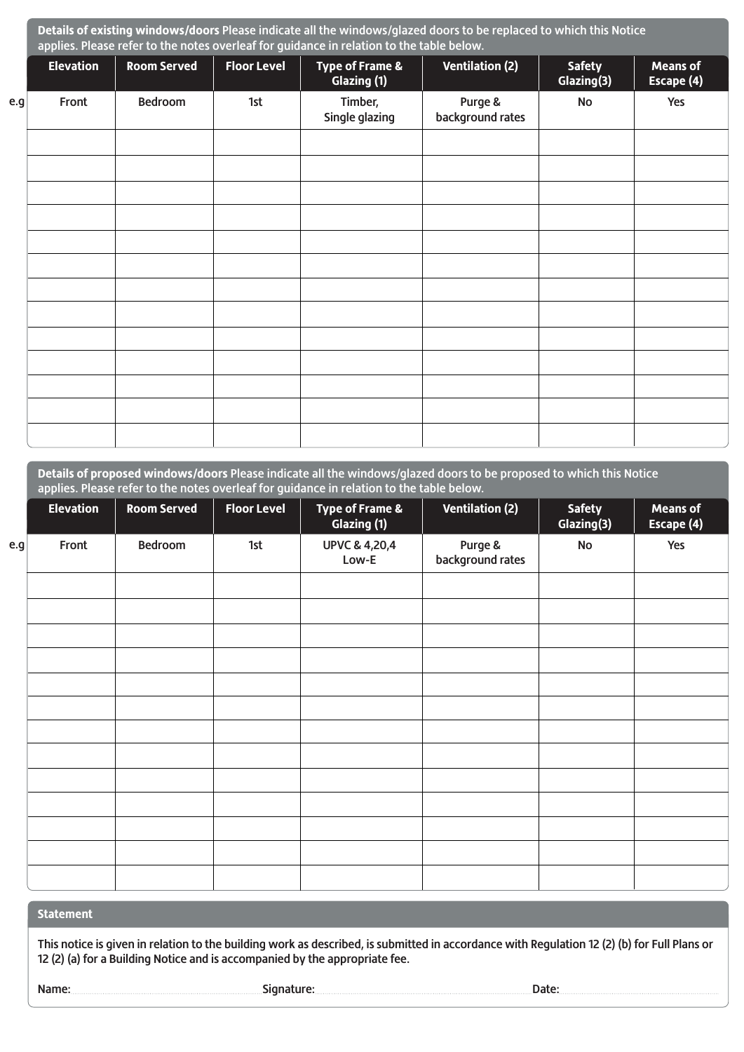**Details of existing windows/doors** Please indicate all the windows/glazed doors to be replaced to which this Notice applies. Please refer to the notes overleaf for guidance in relation to the table below.

| | Elevation | Room Served | Floor Level | Type of Frame & Glazing (1) | Ventilation (2) | Safety Glazing(3) | Means of Escape (4) |
|---|---|---|---|---|---|---|---|
| e.g | Front | Bedroom | 1st | Timber, Single glazing | Purge & background rates | No | Yes |
| | | | | | | | |
| | | | | | | | |
| | | | | | | | |
| | | | | | | | |
| | | | | | | | |
| | | | | | | | |
| | | | | | | | |
| | | | | | | | |
| | | | | | | | |
| | | | | | | | |
| | | | | | | | |
| | | | | | | | |
| | | | | | | | |

**Details of proposed windows/doors** Please indicate all the windows/glazed doors to be proposed to which this Notice applies. Please refer to the notes overleaf for guidance in relation to the table below.

| | Elevation | Room Served | Floor Level | Type of Frame & Glazing (1) | Ventilation (2) | Safety Glazing(3) | Means of Escape (4) |
|---|---|---|---|---|---|---|---|
| e.g | Front | Bedroom | 1st | UPVC & 4,20,4 Low-E | Purge & background rates | No | Yes |
| | | | | | | | |
| | | | | | | | |
| | | | | | | | |
| | | | | | | | |
| | | | | | | | |
| | | | | | | | |
| | | | | | | | |
| | | | | | | | |
| | | | | | | | |
| | | | | | | | |
| | | | | | | | |
| | | | | | | | |
| | | | | | | | |

## Statement

This notice is given in relation to the building work as described, is submitted in accordance with Regulation 12 (2) (b) for Full Plans or 12 (2) (a) for a Building Notice and is accompanied by the appropriate fee.

Name: .................................................... Signature: .................................................... Date: ....................................................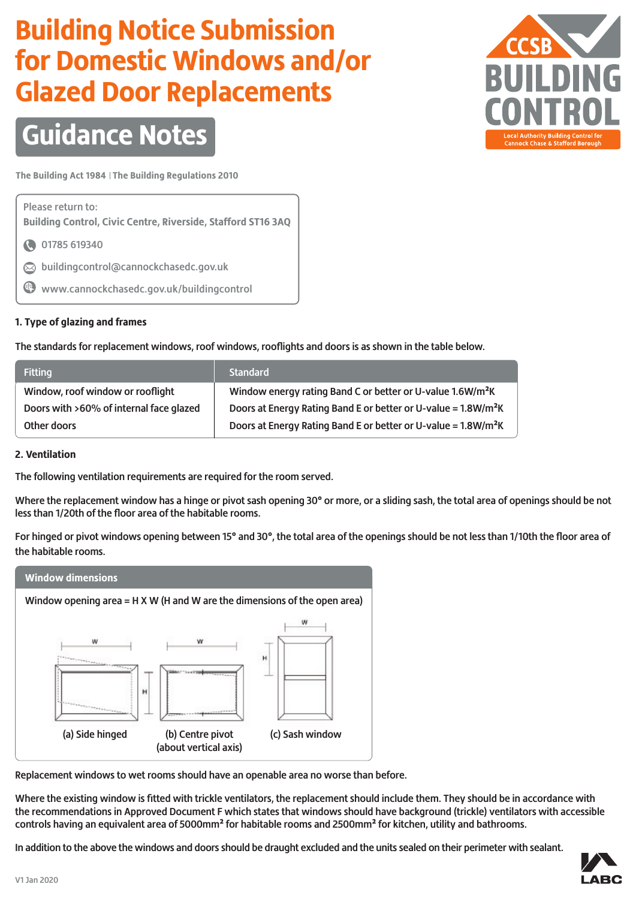# Building Notice Submission for Domestic Windows and/or Glazed Door Replacements

## Guidance Notes

The Building Act 1984 | The Building Regulations 2010

Please return to:
Building Control, Civic Centre, Riverside, Stafford ST16 3AQ

01785 619340

buildingcontrol@cannockchasedc.gov.uk

www.cannockchasedc.gov.uk/buildingcontrol

**1. Type of glazing and frames**

The standards for replacement windows, roof windows, rooflights and doors is as shown in the table below.

| Fitting | Standard |
|---|---|
| Window, roof window or rooflight | Window energy rating Band C or better or U-value 1.6W/m²K |
| Doors with >60% of internal face glazed | Doors at Energy Rating Band E or better or U-value = 1.8W/m²K |
| Other doors | Doors at Energy Rating Band E or better or U-value = 1.8W/m²K |

**2. Ventilation**

The following ventilation requirements are required for the room served.

Where the replacement window has a hinge or pivot sash opening 30° or more, or a sliding sash, the total area of openings should be not less than 1/20th of the floor area of the habitable rooms.

For hinged or pivot windows opening between 15° and 30°, the total area of the openings should be not less than 1/10th the floor area of the habitable rooms.

**Window dimensions**

Window opening area = H X W (H and W are the dimensions of the open area)

(a) Side hinged  (b) Centre pivot (about vertical axis)  (c) Sash window

Replacement windows to wet rooms should have an openable area no worse than before.

Where the existing window is fitted with trickle ventilators, the replacement should include them. They should be in accordance with the recommendations in Approved Document F which states that windows should have background (trickle) ventilators with accessible controls having an equivalent area of 5000mm² for habitable rooms and 2500mm² for kitchen, utility and bathrooms.

In addition to the above the windows and doors should be draught excluded and the units sealed on their perimeter with sealant.

V1 Jan 2020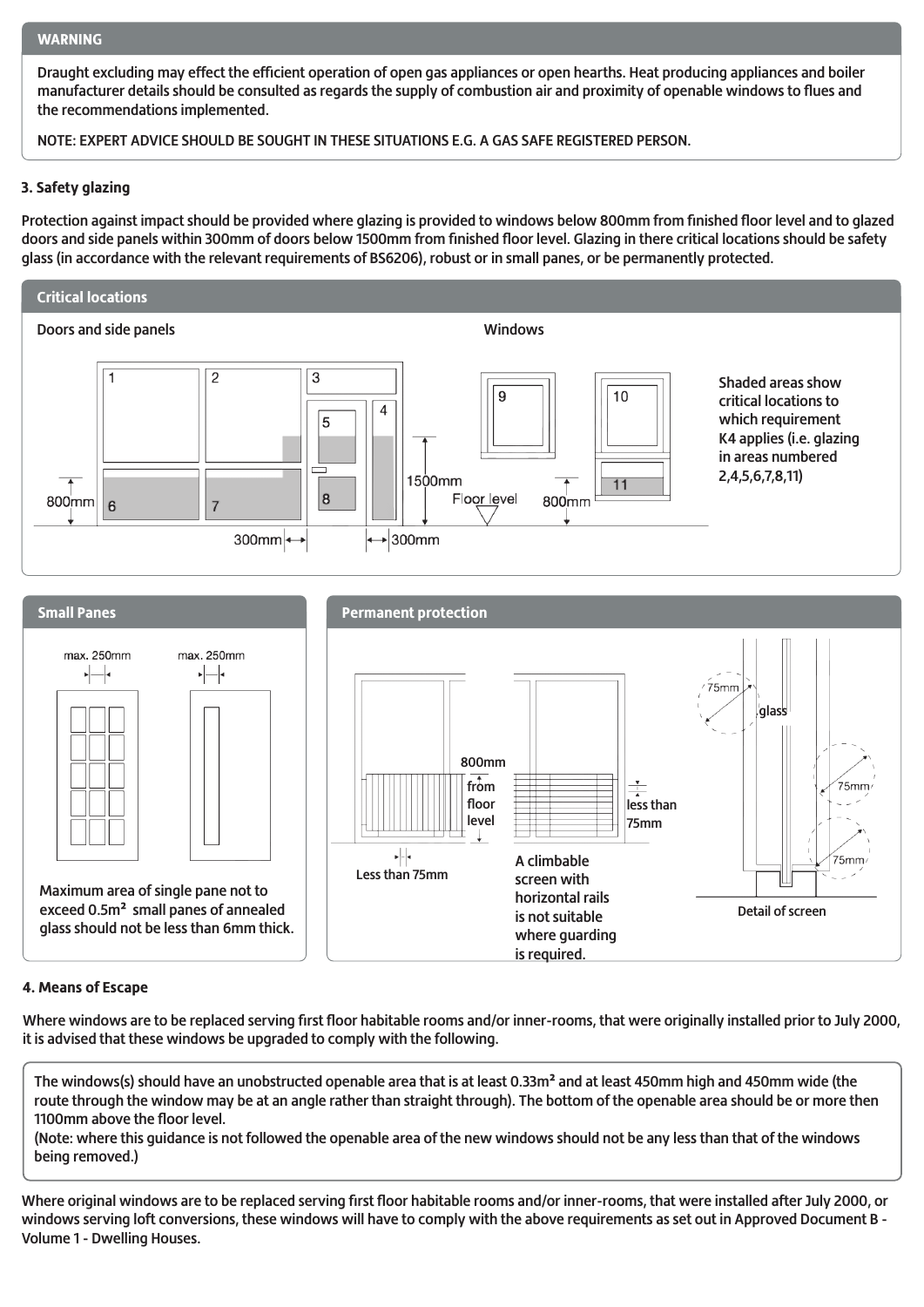**WARNING**

Draught excluding may effect the efficient operation of open gas appliances or open hearths. Heat producing appliances and boiler manufacturer details should be consulted as regards the supply of combustion air and proximity of openable windows to flues and the recommendations implemented.

NOTE: EXPERT ADVICE SHOULD BE SOUGHT IN THESE SITUATIONS E.G. A GAS SAFE REGISTERED PERSON.

### 3. Safety glazing

Protection against impact should be provided where glazing is provided to windows below 800mm from finished floor level and to glazed doors and side panels within 300mm of doors below 1500mm from finished floor level. Glazing in there critical locations should be safety glass (in accordance with the relevant requirements of BS6206), robust or in small panes, or be permanently protected.

**Critical locations**

Doors and side panels

Windows

Shaded areas show critical locations to which requirement K4 applies (i.e. glazing in areas numbered 2,4,5,6,7,8,11)

**Small Panes**

max. 250mm

Maximum area of single pane not to exceed 0.5m² small panes of annealed glass should not be less than 6mm thick.

**Permanent protection**

800mm from floor level

Less than 75mm

less than 75mm

A climbable screen with horizontal rails is not suitable where guarding is required.

Detail of screen

### 4. Means of Escape

Where windows are to be replaced serving first floor habitable rooms and/or inner-rooms, that were originally installed prior to July 2000, it is advised that these windows be upgraded to comply with the following.

The windows(s) should have an unobstructed openable area that is at least 0.33m² and at least 450mm high and 450mm wide (the route through the window may be at an angle rather than straight through). The bottom of the openable area should be or more then 1100mm above the floor level.
(Note: where this guidance is not followed the openable area of the new windows should not be any less than that of the windows being removed.)

Where original windows are to be replaced serving first floor habitable rooms and/or inner-rooms, that were installed after July 2000, or windows serving loft conversions, these windows will have to comply with the above requirements as set out in Approved Document B - Volume 1 - Dwelling Houses.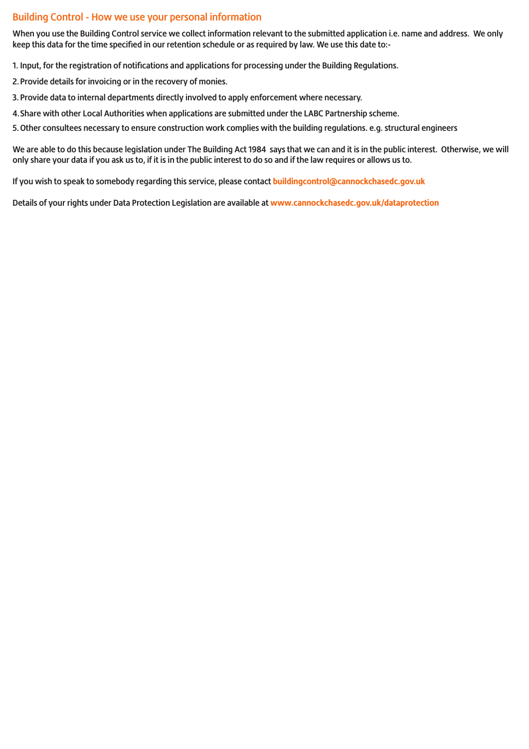## Building Control - How we use your personal information

**When you use the Building Control service we collect information relevant to the submitted application i.e. name and address. We only keep this data for the time specified in our retention schedule or as required by law. We use this date to:-**

1. Input, for the registration of notifications and applications for processing under the Building Regulations.
2. Provide details for invoicing or in the recovery of monies.
3. Provide data to internal departments directly involved to apply enforcement where necessary.
4. Share with other Local Authorities when applications are submitted under the LABC Partnership scheme.
5. Other consultees necessary to ensure construction work complies with the building regulations. e.g. structural engineers

**We are able to do this because legislation under The Building Act 1984 says that we can and it is in the public interest. Otherwise, we will only share your data if you ask us to, if it is in the public interest to do so and if the law requires or allows us to.**

**If you wish to speak to somebody regarding this service, please contact buildingcontrol@cannockchasedc.gov.uk**

**Details of your rights under Data Protection Legislation are available at www.cannockchasedc.gov.uk/dataprotection**